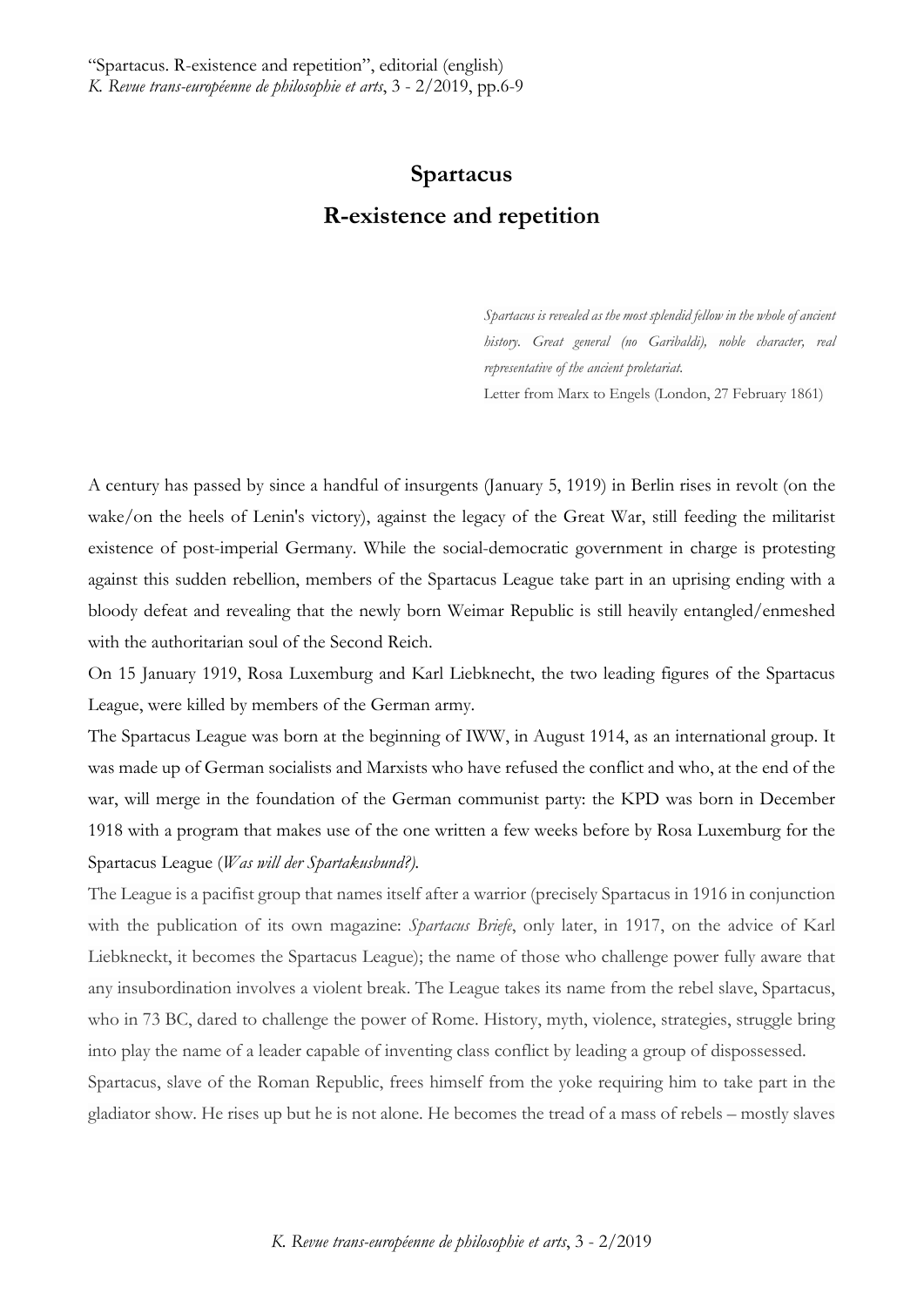# Spartacus

## R-existence and repetition

> *Spartacus is revealed as the most splendid fellow in the whole of ancient history. Great general (no Garibaldi), noble character, real representative of the ancient proletariat.*
>
> Letter from Marx to Engels (London, 27 February 1861)

A century has passed by since a handful of insurgents (January 5, 1919) in Berlin rises in revolt (on the wake/on the heels of Lenin's victory), against the legacy of the Great War, still feeding the militarist existence of post-imperial Germany. While the social-democratic government in charge is protesting against this sudden rebellion, members of the Spartacus League take part in an uprising ending with a bloody defeat and revealing that the newly born Weimar Republic is still heavily entangled/enmeshed with the authoritarian soul of the Second Reich.

On 15 January 1919, Rosa Luxemburg and Karl Liebknecht, the two leading figures of the Spartacus League, were killed by members of the German army.

The Spartacus League was born at the beginning of IWW, in August 1914, as an international group. It was made up of German socialists and Marxists who have refused the conflict and who, at the end of the war, will merge in the foundation of the German communist party: the KPD was born in December 1918 with a program that makes use of the one written a few weeks before by Rosa Luxemburg for the Spartacus League (*Was will der Spartakusbund?).*

The League is a pacifist group that names itself after a warrior (precisely Spartacus in 1916 in conjunction with the publication of its own magazine: *Spartacus Briefe*, only later, in 1917, on the advice of Karl Liebkneckt, it becomes the Spartacus League); the name of those who challenge power fully aware that any insubordination involves a violent break. The League takes its name from the rebel slave, Spartacus, who in 73 BC, dared to challenge the power of Rome. History, myth, violence, strategies, struggle bring into play the name of a leader capable of inventing class conflict by leading a group of dispossessed.

Spartacus, slave of the Roman Republic, frees himself from the yoke requiring him to take part in the gladiator show. He rises up but he is not alone. He becomes the tread of a mass of rebels – mostly slaves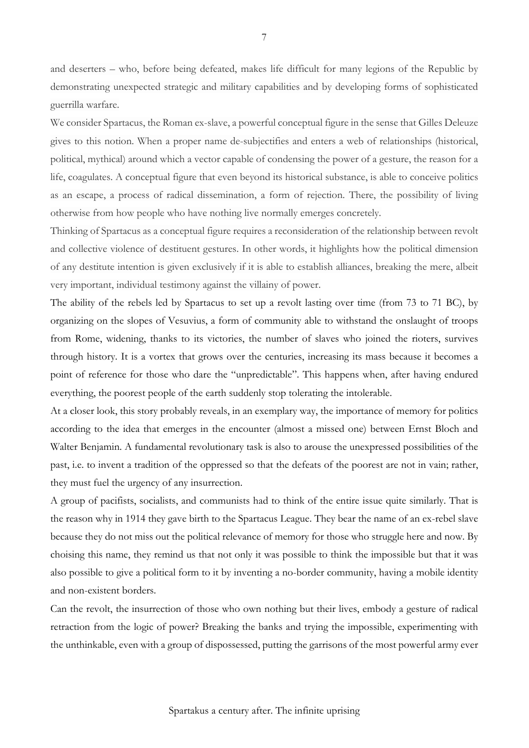and deserters – who, before being defeated, makes life difficult for many legions of the Republic by demonstrating unexpected strategic and military capabilities and by developing forms of sophisticated guerrilla warfare.

We consider Spartacus, the Roman ex-slave, a powerful conceptual figure in the sense that Gilles Deleuze gives to this notion. When a proper name de-subjectifies and enters a web of relationships (historical, political, mythical) around which a vector capable of condensing the power of a gesture, the reason for a life, coagulates. A conceptual figure that even beyond its historical substance, is able to conceive politics as an escape, a process of radical dissemination, a form of rejection. There, the possibility of living otherwise from how people who have nothing live normally emerges concretely.

Thinking of Spartacus as a conceptual figure requires a reconsideration of the relationship between revolt and collective violence of destituent gestures. In other words, it highlights how the political dimension of any destitute intention is given exclusively if it is able to establish alliances, breaking the mere, albeit very important, individual testimony against the villainy of power.

The ability of the rebels led by Spartacus to set up a revolt lasting over time (from 73 to 71 BC), by organizing on the slopes of Vesuvius, a form of community able to withstand the onslaught of troops from Rome, widening, thanks to its victories, the number of slaves who joined the rioters, survives through history. It is a vortex that grows over the centuries, increasing its mass because it becomes a point of reference for those who dare the "unpredictable". This happens when, after having endured everything, the poorest people of the earth suddenly stop tolerating the intolerable.

At a closer look, this story probably reveals, in an exemplary way, the importance of memory for politics according to the idea that emerges in the encounter (almost a missed one) between Ernst Bloch and Walter Benjamin. A fundamental revolutionary task is also to arouse the unexpressed possibilities of the past, i.e. to invent a tradition of the oppressed so that the defeats of the poorest are not in vain; rather, they must fuel the urgency of any insurrection.

A group of pacifists, socialists, and communists had to think of the entire issue quite similarly. That is the reason why in 1914 they gave birth to the Spartacus League. They bear the name of an ex-rebel slave because they do not miss out the political relevance of memory for those who struggle here and now. By choising this name, they remind us that not only it was possible to think the impossible but that it was also possible to give a political form to it by inventing a no-border community, having a mobile identity and non-existent borders.

Can the revolt, the insurrection of those who own nothing but their lives, embody a gesture of radical retraction from the logic of power? Breaking the banks and trying the impossible, experimenting with the unthinkable, even with a group of dispossessed, putting the garrisons of the most powerful army ever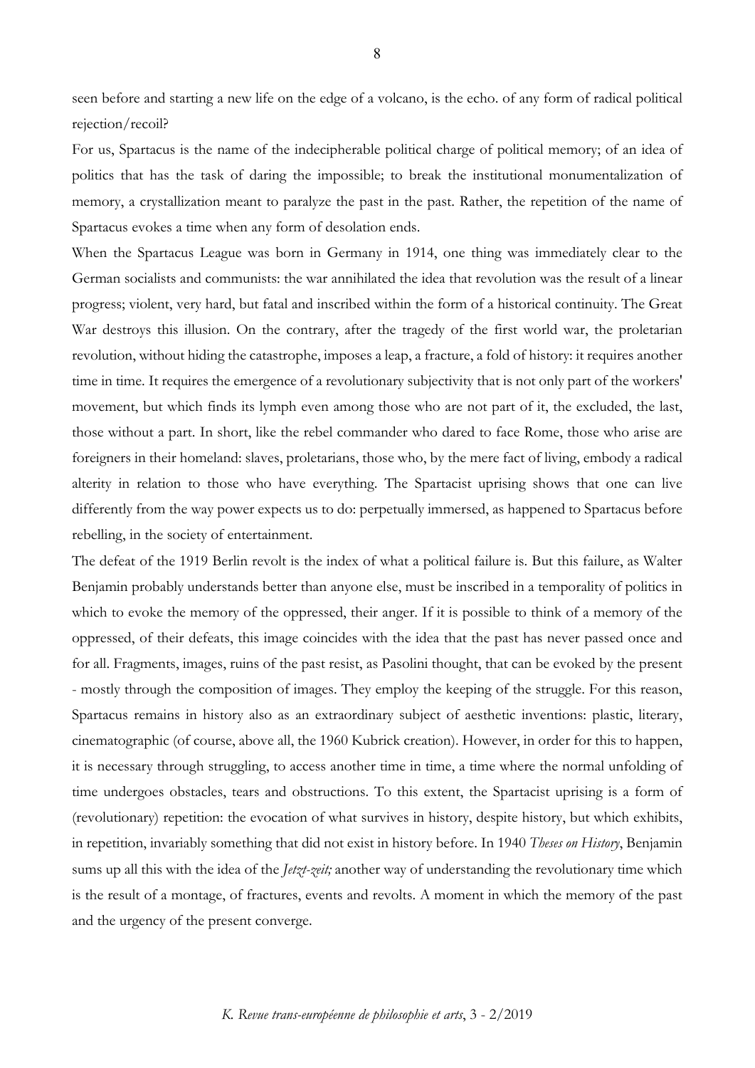seen before and starting a new life on the edge of a volcano, is the echo. of any form of radical political rejection/recoil?

For us, Spartacus is the name of the indecipherable political charge of political memory; of an idea of politics that has the task of daring the impossible; to break the institutional monumentalization of memory, a crystallization meant to paralyze the past in the past. Rather, the repetition of the name of Spartacus evokes a time when any form of desolation ends.

When the Spartacus League was born in Germany in 1914, one thing was immediately clear to the German socialists and communists: the war annihilated the idea that revolution was the result of a linear progress; violent, very hard, but fatal and inscribed within the form of a historical continuity. The Great War destroys this illusion. On the contrary, after the tragedy of the first world war, the proletarian revolution, without hiding the catastrophe, imposes a leap, a fracture, a fold of history: it requires another time in time. It requires the emergence of a revolutionary subjectivity that is not only part of the workers' movement, but which finds its lymph even among those who are not part of it, the excluded, the last, those without a part. In short, like the rebel commander who dared to face Rome, those who arise are foreigners in their homeland: slaves, proletarians, those who, by the mere fact of living, embody a radical alterity in relation to those who have everything. The Spartacist uprising shows that one can live differently from the way power expects us to do: perpetually immersed, as happened to Spartacus before rebelling, in the society of entertainment.

The defeat of the 1919 Berlin revolt is the index of what a political failure is. But this failure, as Walter Benjamin probably understands better than anyone else, must be inscribed in a temporality of politics in which to evoke the memory of the oppressed, their anger. If it is possible to think of a memory of the oppressed, of their defeats, this image coincides with the idea that the past has never passed once and for all. Fragments, images, ruins of the past resist, as Pasolini thought, that can be evoked by the present - mostly through the composition of images. They employ the keeping of the struggle. For this reason, Spartacus remains in history also as an extraordinary subject of aesthetic inventions: plastic, literary, cinematographic (of course, above all, the 1960 Kubrick creation). However, in order for this to happen, it is necessary through struggling, to access another time in time, a time where the normal unfolding of time undergoes obstacles, tears and obstructions. To this extent, the Spartacist uprising is a form of (revolutionary) repetition: the evocation of what survives in history, despite history, but which exhibits, in repetition, invariably something that did not exist in history before. In 1940 *Theses on History*, Benjamin sums up all this with the idea of the *Jetzt-zeit;* another way of understanding the revolutionary time which is the result of a montage, of fractures, events and revolts. A moment in which the memory of the past and the urgency of the present converge.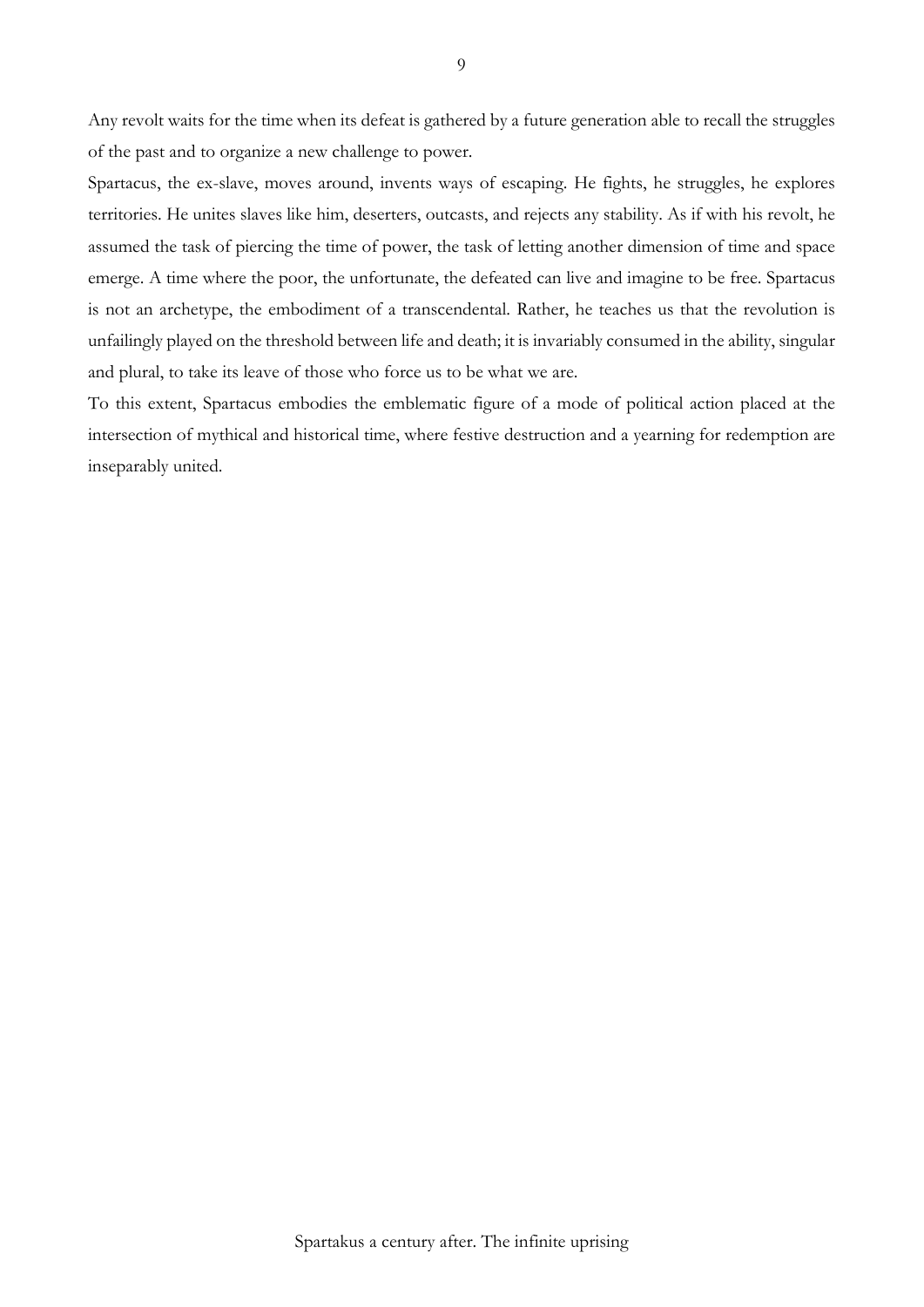Any revolt waits for the time when its defeat is gathered by a future generation able to recall the struggles of the past and to organize a new challenge to power.

Spartacus, the ex-slave, moves around, invents ways of escaping. He fights, he struggles, he explores territories. He unites slaves like him, deserters, outcasts, and rejects any stability. As if with his revolt, he assumed the task of piercing the time of power, the task of letting another dimension of time and space emerge. A time where the poor, the unfortunate, the defeated can live and imagine to be free. Spartacus is not an archetype, the embodiment of a transcendental. Rather, he teaches us that the revolution is unfailingly played on the threshold between life and death; it is invariably consumed in the ability, singular and plural, to take its leave of those who force us to be what we are.

To this extent, Spartacus embodies the emblematic figure of a mode of political action placed at the intersection of mythical and historical time, where festive destruction and a yearning for redemption are inseparably united.